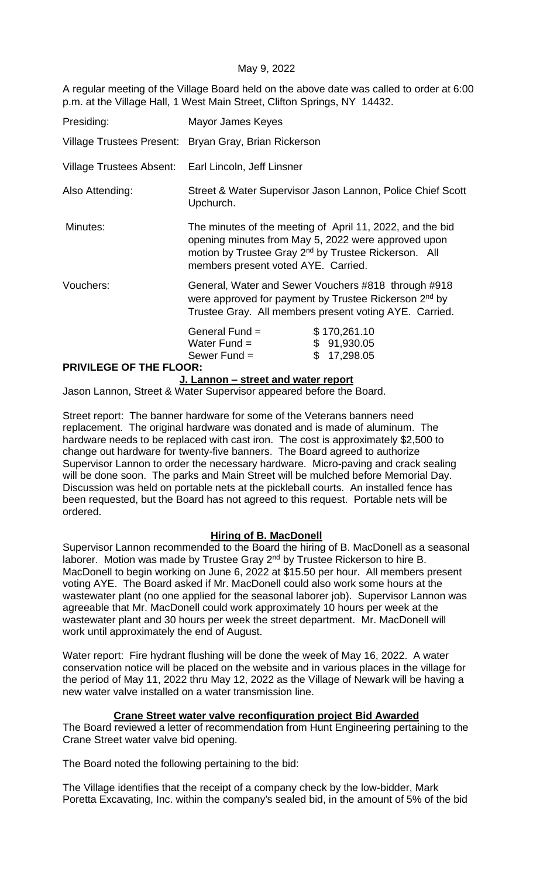May 9, 2022

A regular meeting of the Village Board held on the above date was called to order at 6:00 p.m. at the Village Hall, 1 West Main Street, Clifton Springs, NY 14432.

| | |
|---|---|
| Presiding: | Mayor James Keyes |
| Village Trustees Present: | Bryan Gray, Brian Rickerson |
| Village Trustees Absent: | Earl Lincoln, Jeff Linsner |
| Also Attending: | Street & Water Supervisor Jason Lannon, Police Chief Scott Upchurch. |
| Minutes: | The minutes of the meeting of April 11, 2022, and the bid opening minutes from May 5, 2022 were approved upon motion by Trustee Gray 2nd by Trustee Rickerson. All members present voted AYE. Carried. |
| Vouchers: | General, Water and Sewer Vouchers #818 through #918 were approved for payment by Trustee Rickerson 2nd by Trustee Gray. All members present voting AYE. Carried. |

| | |
|---|---|
| General Fund = | $ 170,261.10 |
| Water Fund = | $ 91,930.05 |
| Sewer Fund = | $ 17,298.05 |

**PRIVILEGE OF THE FLOOR:**

**J. Lannon – street and water report**

Jason Lannon, Street & Water Supervisor appeared before the Board.

Street report: The banner hardware for some of the Veterans banners need replacement. The original hardware was donated and is made of aluminum. The hardware needs to be replaced with cast iron. The cost is approximately $2,500 to change out hardware for twenty-five banners. The Board agreed to authorize Supervisor Lannon to order the necessary hardware. Micro-paving and crack sealing will be done soon. The parks and Main Street will be mulched before Memorial Day. Discussion was held on portable nets at the pickleball courts. An installed fence has been requested, but the Board has not agreed to this request. Portable nets will be ordered.

**Hiring of B. MacDonell**

Supervisor Lannon recommended to the Board the hiring of B. MacDonell as a seasonal laborer. Motion was made by Trustee Gray 2nd by Trustee Rickerson to hire B. MacDonell to begin working on June 6, 2022 at $15.50 per hour. All members present voting AYE. The Board asked if Mr. MacDonell could also work some hours at the wastewater plant (no one applied for the seasonal laborer job). Supervisor Lannon was agreeable that Mr. MacDonell could work approximately 10 hours per week at the wastewater plant and 30 hours per week the street department. Mr. MacDonell will work until approximately the end of August.

Water report: Fire hydrant flushing will be done the week of May 16, 2022. A water conservation notice will be placed on the website and in various places in the village for the period of May 11, 2022 thru May 12, 2022 as the Village of Newark will be having a new water valve installed on a water transmission line.

**Crane Street water valve reconfiguration project Bid Awarded**

The Board reviewed a letter of recommendation from Hunt Engineering pertaining to the Crane Street water valve bid opening.

The Board noted the following pertaining to the bid:

The Village identifies that the receipt of a company check by the low-bidder, Mark Poretta Excavating, Inc. within the company's sealed bid, in the amount of 5% of the bid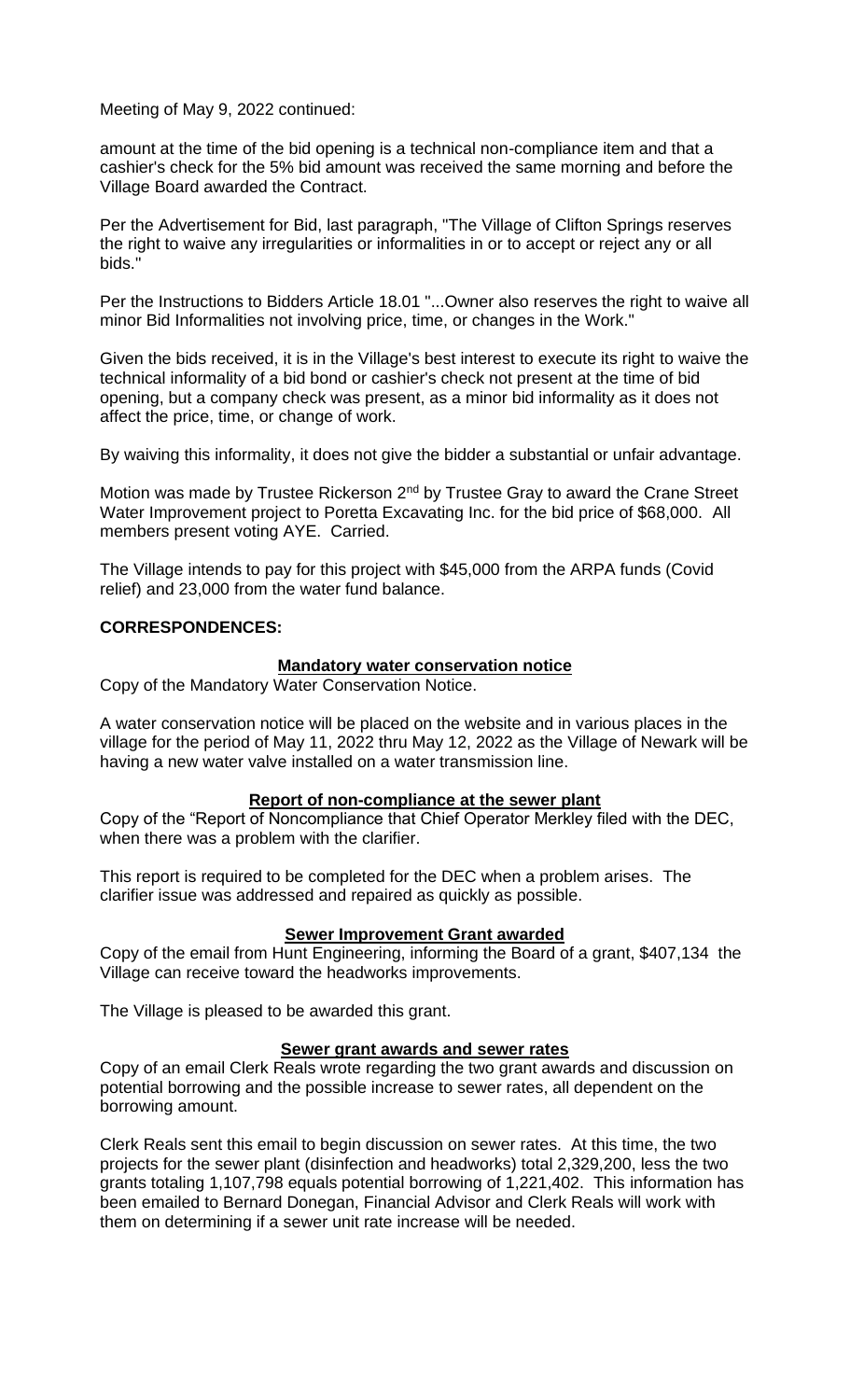Meeting of May 9, 2022 continued:

amount at the time of the bid opening is a technical non-compliance item and that a cashier's check for the 5% bid amount was received the same morning and before the Village Board awarded the Contract.

Per the Advertisement for Bid, last paragraph, "The Village of Clifton Springs reserves the right to waive any irregularities or informalities in or to accept or reject any or all bids."

Per the Instructions to Bidders Article 18.01 "...Owner also reserves the right to waive all minor Bid Informalities not involving price, time, or changes in the Work."

Given the bids received, it is in the Village's best interest to execute its right to waive the technical informality of a bid bond or cashier's check not present at the time of bid opening, but a company check was present, as a minor bid informality as it does not affect the price, time, or change of work.

By waiving this informality, it does not give the bidder a substantial or unfair advantage.

Motion was made by Trustee Rickerson 2nd by Trustee Gray to award the Crane Street Water Improvement project to Poretta Excavating Inc. for the bid price of $68,000. All members present voting AYE. Carried.

The Village intends to pay for this project with $45,000 from the ARPA funds (Covid relief) and 23,000 from the water fund balance.

**CORRESPONDENCES:**

**Mandatory water conservation notice**

Copy of the Mandatory Water Conservation Notice.

A water conservation notice will be placed on the website and in various places in the village for the period of May 11, 2022 thru May 12, 2022 as the Village of Newark will be having a new water valve installed on a water transmission line.

**Report of non-compliance at the sewer plant**

Copy of the "Report of Noncompliance that Chief Operator Merkley filed with the DEC, when there was a problem with the clarifier.

This report is required to be completed for the DEC when a problem arises. The clarifier issue was addressed and repaired as quickly as possible.

**Sewer Improvement Grant awarded**

Copy of the email from Hunt Engineering, informing the Board of a grant, $407,134 the Village can receive toward the headworks improvements.

The Village is pleased to be awarded this grant.

**Sewer grant awards and sewer rates**

Copy of an email Clerk Reals wrote regarding the two grant awards and discussion on potential borrowing and the possible increase to sewer rates, all dependent on the borrowing amount.

Clerk Reals sent this email to begin discussion on sewer rates. At this time, the two projects for the sewer plant (disinfection and headworks) total 2,329,200, less the two grants totaling 1,107,798 equals potential borrowing of 1,221,402. This information has been emailed to Bernard Donegan, Financial Advisor and Clerk Reals will work with them on determining if a sewer unit rate increase will be needed.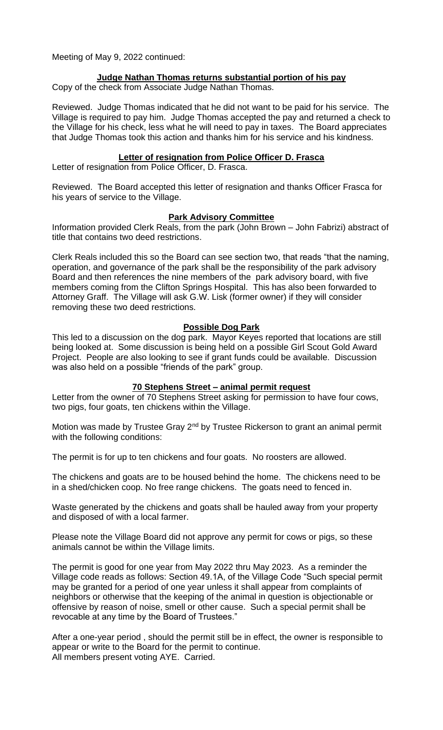Meeting of May 9, 2022 continued:

## Judge Nathan Thomas returns substantial portion of his pay

Copy of the check from Associate Judge Nathan Thomas.

Reviewed. Judge Thomas indicated that he did not want to be paid for his service. The Village is required to pay him. Judge Thomas accepted the pay and returned a check to the Village for his check, less what he will need to pay in taxes. The Board appreciates that Judge Thomas took this action and thanks him for his service and his kindness.

## Letter of resignation from Police Officer D. Frasca

Letter of resignation from Police Officer, D. Frasca.

Reviewed. The Board accepted this letter of resignation and thanks Officer Frasca for his years of service to the Village.

## Park Advisory Committee

Information provided Clerk Reals, from the park (John Brown – John Fabrizi) abstract of title that contains two deed restrictions.

Clerk Reals included this so the Board can see section two, that reads "that the naming, operation, and governance of the park shall be the responsibility of the park advisory Board and then references the nine members of the park advisory board, with five members coming from the Clifton Springs Hospital. This has also been forwarded to Attorney Graff. The Village will ask G.W. Lisk (former owner) if they will consider removing these two deed restrictions.

## Possible Dog Park

This led to a discussion on the dog park. Mayor Keyes reported that locations are still being looked at. Some discussion is being held on a possible Girl Scout Gold Award Project. People are also looking to see if grant funds could be available. Discussion was also held on a possible "friends of the park" group.

## 70 Stephens Street – animal permit request

Letter from the owner of 70 Stephens Street asking for permission to have four cows, two pigs, four goats, ten chickens within the Village.

Motion was made by Trustee Gray 2nd by Trustee Rickerson to grant an animal permit with the following conditions:

The permit is for up to ten chickens and four goats. No roosters are allowed.

The chickens and goats are to be housed behind the home. The chickens need to be in a shed/chicken coop. No free range chickens. The goats need to fenced in.

Waste generated by the chickens and goats shall be hauled away from your property and disposed of with a local farmer.

Please note the Village Board did not approve any permit for cows or pigs, so these animals cannot be within the Village limits.

The permit is good for one year from May 2022 thru May 2023. As a reminder the Village code reads as follows: Section 49.1A, of the Village Code "Such special permit may be granted for a period of one year unless it shall appear from complaints of neighbors or otherwise that the keeping of the animal in question is objectionable or offensive by reason of noise, smell or other cause. Such a special permit shall be revocable at any time by the Board of Trustees."

After a one-year period , should the permit still be in effect, the owner is responsible to appear or write to the Board for the permit to continue.
All members present voting AYE. Carried.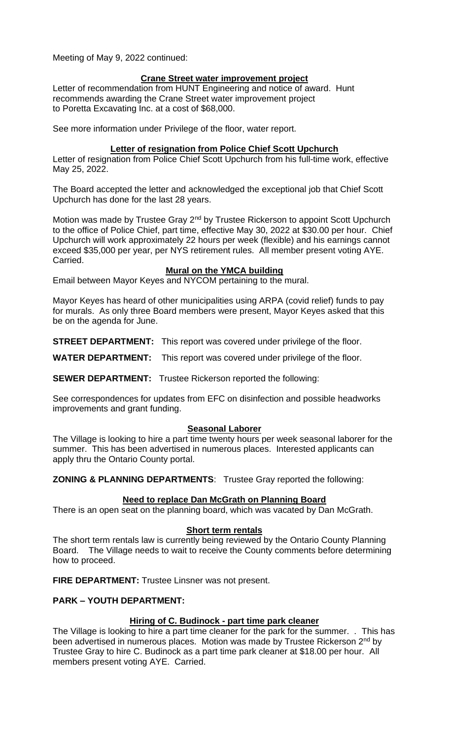Meeting of May 9, 2022 continued:

## Crane Street water improvement project

Letter of recommendation from HUNT Engineering and notice of award. Hunt recommends awarding the Crane Street water improvement project to Poretta Excavating Inc. at a cost of $68,000.

See more information under Privilege of the floor, water report.

## Letter of resignation from Police Chief Scott Upchurch

Letter of resignation from Police Chief Scott Upchurch from his full-time work, effective May 25, 2022.

The Board accepted the letter and acknowledged the exceptional job that Chief Scott Upchurch has done for the last 28 years.

Motion was made by Trustee Gray 2nd by Trustee Rickerson to appoint Scott Upchurch to the office of Police Chief, part time, effective May 30, 2022 at $30.00 per hour. Chief Upchurch will work approximately 22 hours per week (flexible) and his earnings cannot exceed $35,000 per year, per NYS retirement rules. All member present voting AYE. Carried.

## Mural on the YMCA building

Email between Mayor Keyes and NYCOM pertaining to the mural.

Mayor Keyes has heard of other municipalities using ARPA (covid relief) funds to pay for murals. As only three Board members were present, Mayor Keyes asked that this be on the agenda for June.

**STREET DEPARTMENT:** This report was covered under privilege of the floor.

**WATER DEPARTMENT:** This report was covered under privilege of the floor.

**SEWER DEPARTMENT:** Trustee Rickerson reported the following:

See correspondences for updates from EFC on disinfection and possible headworks improvements and grant funding.

## Seasonal Laborer

The Village is looking to hire a part time twenty hours per week seasonal laborer for the summer. This has been advertised in numerous places. Interested applicants can apply thru the Ontario County portal.

**ZONING & PLANNING DEPARTMENTS**: Trustee Gray reported the following:

## Need to replace Dan McGrath on Planning Board

There is an open seat on the planning board, which was vacated by Dan McGrath.

## Short term rentals

The short term rentals law is currently being reviewed by the Ontario County Planning Board. The Village needs to wait to receive the County comments before determining how to proceed.

**FIRE DEPARTMENT:** Trustee Linsner was not present.

**PARK – YOUTH DEPARTMENT:**

## Hiring of C. Budinock - part time park cleaner

The Village is looking to hire a part time cleaner for the park for the summer. . This has been advertised in numerous places. Motion was made by Trustee Rickerson 2nd by Trustee Gray to hire C. Budinock as a part time park cleaner at $18.00 per hour. All members present voting AYE. Carried.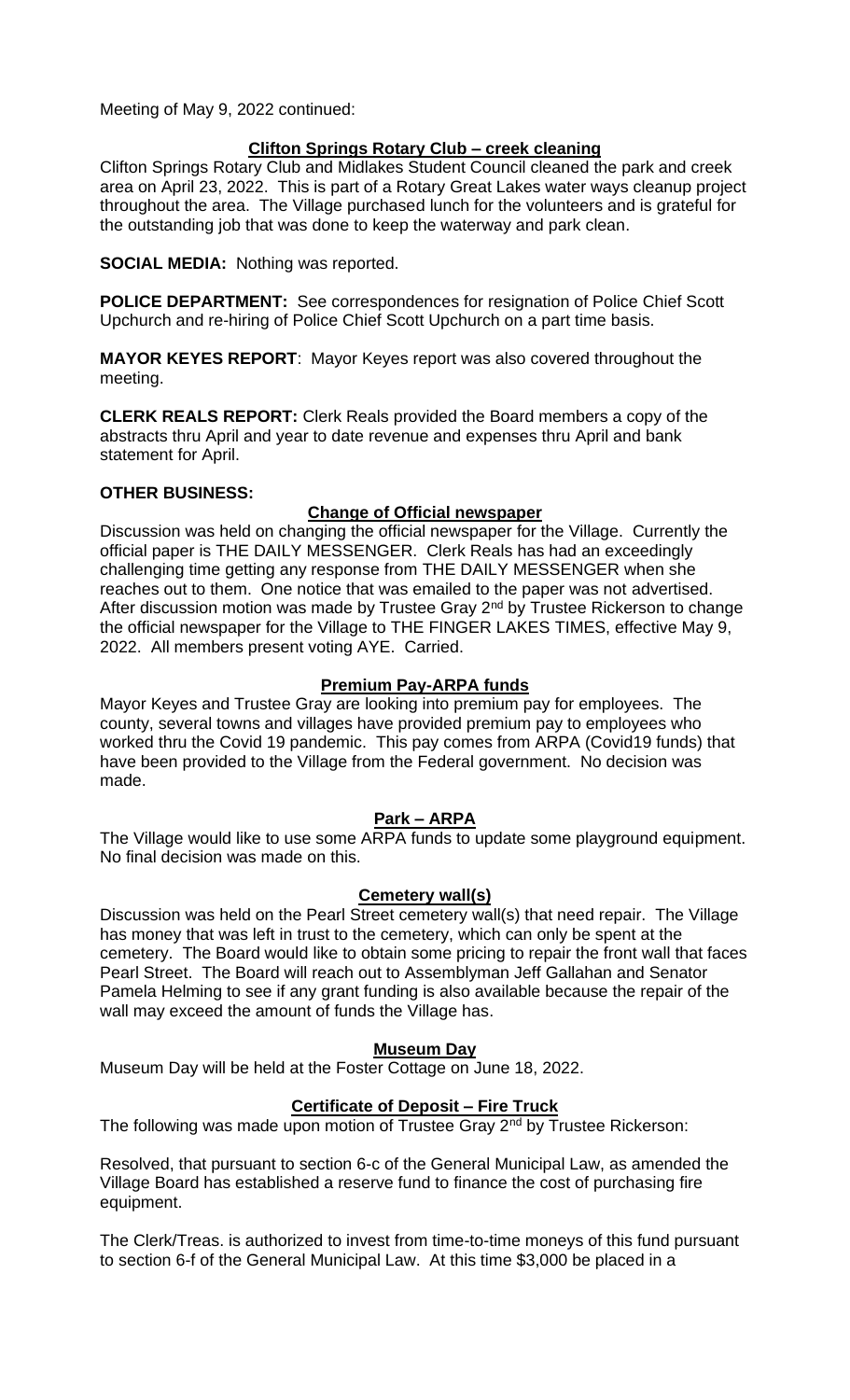Meeting of May 9, 2022 continued:

**Clifton Springs Rotary Club – creek cleaning**

Clifton Springs Rotary Club and Midlakes Student Council cleaned the park and creek area on April 23, 2022. This is part of a Rotary Great Lakes water ways cleanup project throughout the area. The Village purchased lunch for the volunteers and is grateful for the outstanding job that was done to keep the waterway and park clean.

**SOCIAL MEDIA:** Nothing was reported.

**POLICE DEPARTMENT:** See correspondences for resignation of Police Chief Scott Upchurch and re-hiring of Police Chief Scott Upchurch on a part time basis.

**MAYOR KEYES REPORT**: Mayor Keyes report was also covered throughout the meeting.

**CLERK REALS REPORT:** Clerk Reals provided the Board members a copy of the abstracts thru April and year to date revenue and expenses thru April and bank statement for April.

**OTHER BUSINESS:**

**Change of Official newspaper**

Discussion was held on changing the official newspaper for the Village. Currently the official paper is THE DAILY MESSENGER. Clerk Reals has had an exceedingly challenging time getting any response from THE DAILY MESSENGER when she reaches out to them. One notice that was emailed to the paper was not advertised. After discussion motion was made by Trustee Gray 2nd by Trustee Rickerson to change the official newspaper for the Village to THE FINGER LAKES TIMES, effective May 9, 2022. All members present voting AYE. Carried.

**Premium Pay-ARPA funds**

Mayor Keyes and Trustee Gray are looking into premium pay for employees. The county, several towns and villages have provided premium pay to employees who worked thru the Covid 19 pandemic. This pay comes from ARPA (Covid19 funds) that have been provided to the Village from the Federal government. No decision was made.

**Park – ARPA**

The Village would like to use some ARPA funds to update some playground equipment. No final decision was made on this.

**Cemetery wall(s)**

Discussion was held on the Pearl Street cemetery wall(s) that need repair. The Village has money that was left in trust to the cemetery, which can only be spent at the cemetery. The Board would like to obtain some pricing to repair the front wall that faces Pearl Street. The Board will reach out to Assemblyman Jeff Gallahan and Senator Pamela Helming to see if any grant funding is also available because the repair of the wall may exceed the amount of funds the Village has.

**Museum Day**

Museum Day will be held at the Foster Cottage on June 18, 2022.

**Certificate of Deposit – Fire Truck**

The following was made upon motion of Trustee Gray 2nd by Trustee Rickerson:

Resolved, that pursuant to section 6-c of the General Municipal Law, as amended the Village Board has established a reserve fund to finance the cost of purchasing fire equipment.

The Clerk/Treas. is authorized to invest from time-to-time moneys of this fund pursuant to section 6-f of the General Municipal Law. At this time $3,000 be placed in a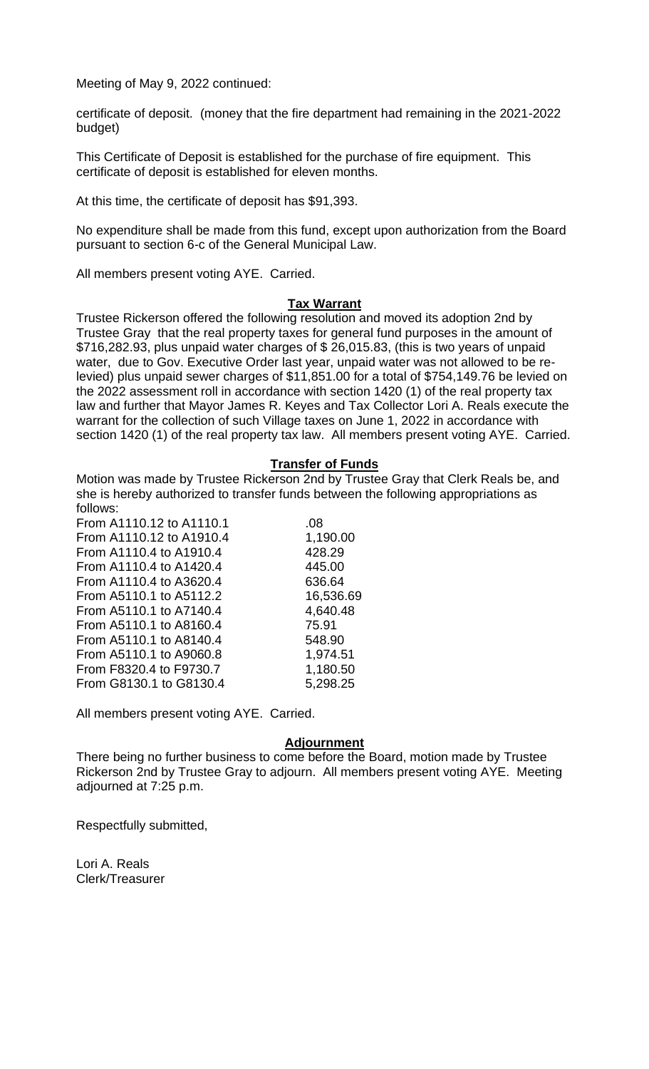Meeting of May 9, 2022 continued:

certificate of deposit. (money that the fire department had remaining in the 2021-2022 budget)

This Certificate of Deposit is established for the purchase of fire equipment. This certificate of deposit is established for eleven months.

At this time, the certificate of deposit has $91,393.

No expenditure shall be made from this fund, except upon authorization from the Board pursuant to section 6-c of the General Municipal Law.

All members present voting AYE. Carried.

**Tax Warrant**

Trustee Rickerson offered the following resolution and moved its adoption 2nd by Trustee Gray that the real property taxes for general fund purposes in the amount of $716,282.93, plus unpaid water charges of $ 26,015.83, (this is two years of unpaid water, due to Gov. Executive Order last year, unpaid water was not allowed to be re-levied) plus unpaid sewer charges of $11,851.00 for a total of $754,149.76 be levied on the 2022 assessment roll in accordance with section 1420 (1) of the real property tax law and further that Mayor James R. Keyes and Tax Collector Lori A. Reals execute the warrant for the collection of such Village taxes on June 1, 2022 in accordance with section 1420 (1) of the real property tax law. All members present voting AYE. Carried.

**Transfer of Funds**

Motion was made by Trustee Rickerson 2nd by Trustee Gray that Clerk Reals be, and she is hereby authorized to transfer funds between the following appropriations as follows:

| | |
|---|---|
| From A1110.12 to A1110.1 | .08 |
| From A1110.12 to A1910.4 | 1,190.00 |
| From A1110.4 to A1910.4 | 428.29 |
| From A1110.4 to A1420.4 | 445.00 |
| From A1110.4 to A3620.4 | 636.64 |
| From A5110.1 to A5112.2 | 16,536.69 |
| From A5110.1 to A7140.4 | 4,640.48 |
| From A5110.1 to A8160.4 | 75.91 |
| From A5110.1 to A8140.4 | 548.90 |
| From A5110.1 to A9060.8 | 1,974.51 |
| From F8320.4 to F9730.7 | 1,180.50 |
| From G8130.1 to G8130.4 | 5,298.25 |

All members present voting AYE. Carried.

**Adjournment**

There being no further business to come before the Board, motion made by Trustee Rickerson 2nd by Trustee Gray to adjourn. All members present voting AYE. Meeting adjourned at 7:25 p.m.

Respectfully submitted,

Lori A. Reals
Clerk/Treasurer